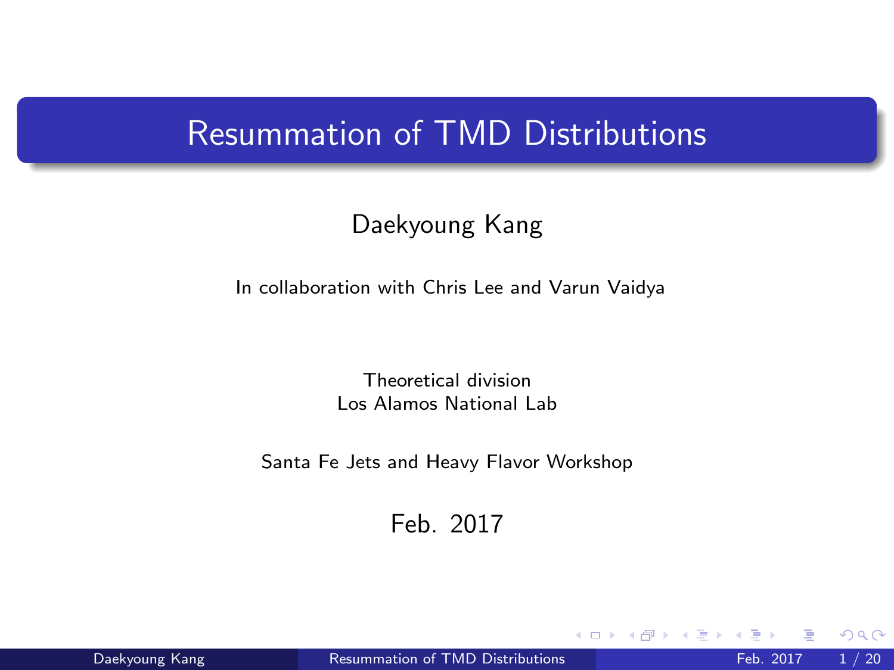# Resummation of TMD Distributions

Daekyoung Kang

In collaboration with Chris Lee and Varun Vaidya

Theoretical division
Los Alamos National Lab

Santa Fe Jets and Heavy Flavor Workshop

Feb. 2017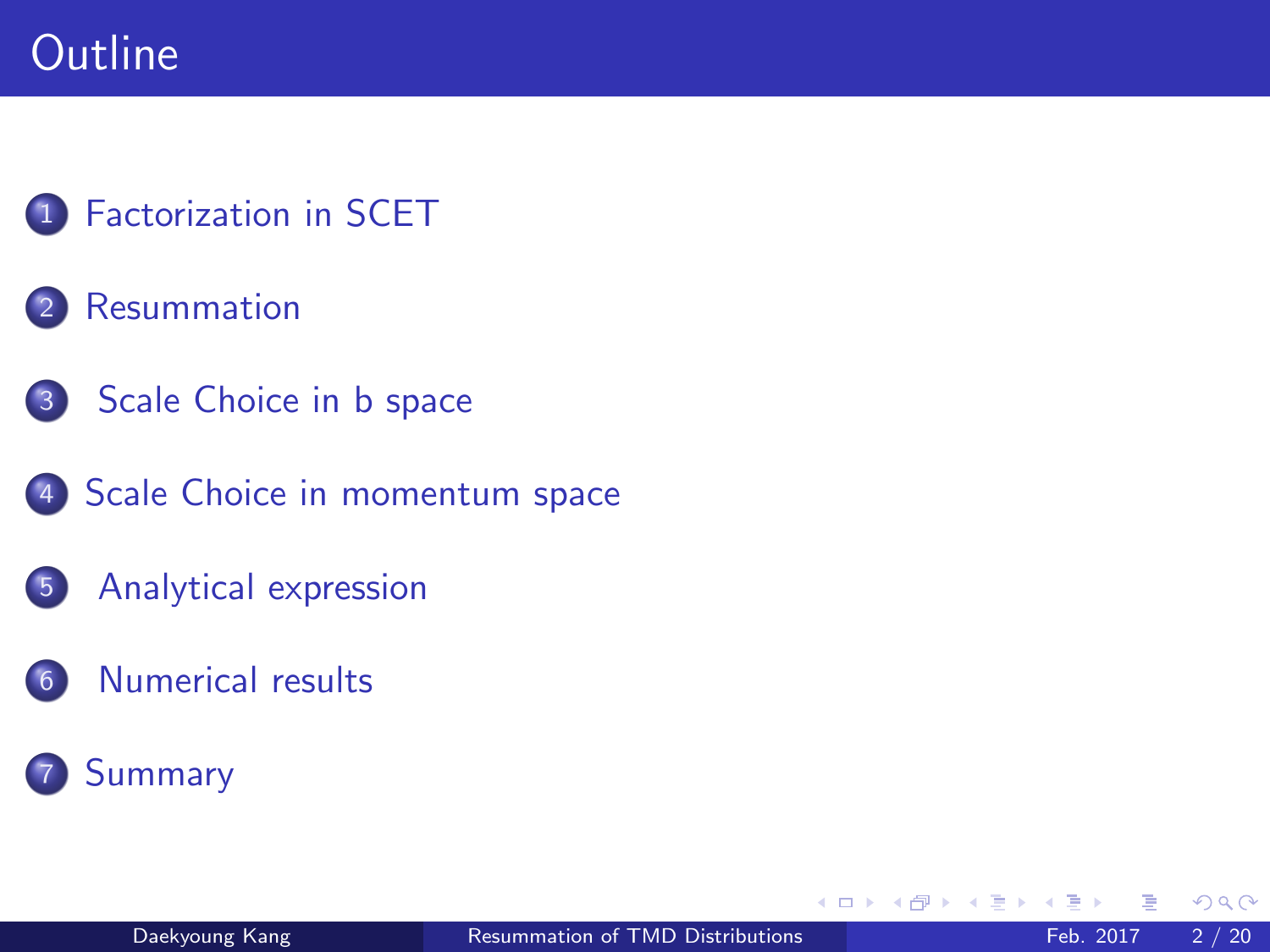# Outline

1. Factorization in SCET
2. Resummation
3. Scale Choice in b space
4. Scale Choice in momentum space
5. Analytical expression
6. Numerical results
7. Summary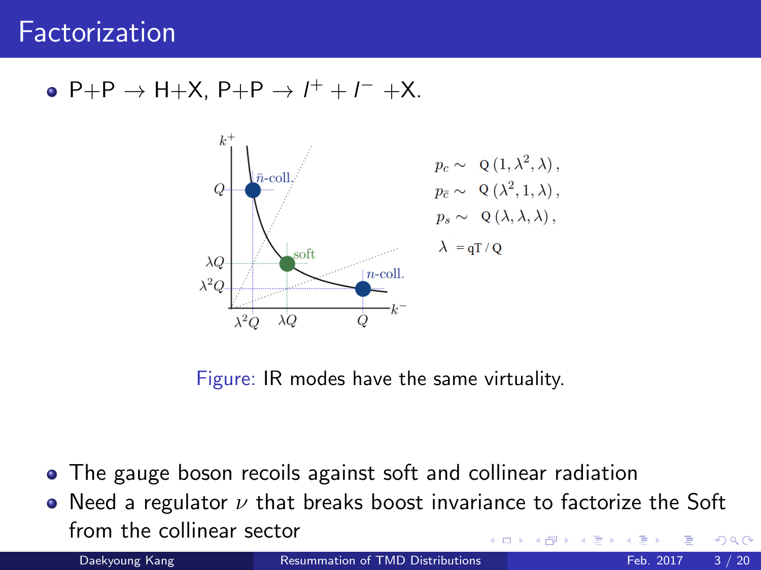# Factorization

- P+P $\rightarrow$ H+X, P+P $\rightarrow$ $l^+ + l^-$ +X.

$$p_c \sim Q\,(1, \lambda^2, \lambda),$$
$$p_{\bar{c}} \sim Q\,(\lambda^2, 1, \lambda),$$
$$p_s \sim Q\,(\lambda, \lambda, \lambda),$$
$$\lambda = qT / Q$$

Figure: IR modes have the same virtuality.

- The gauge boson recoils against soft and collinear radiation
- Need a regulator $\nu$ that breaks boost invariance to factorize the Soft from the collinear sector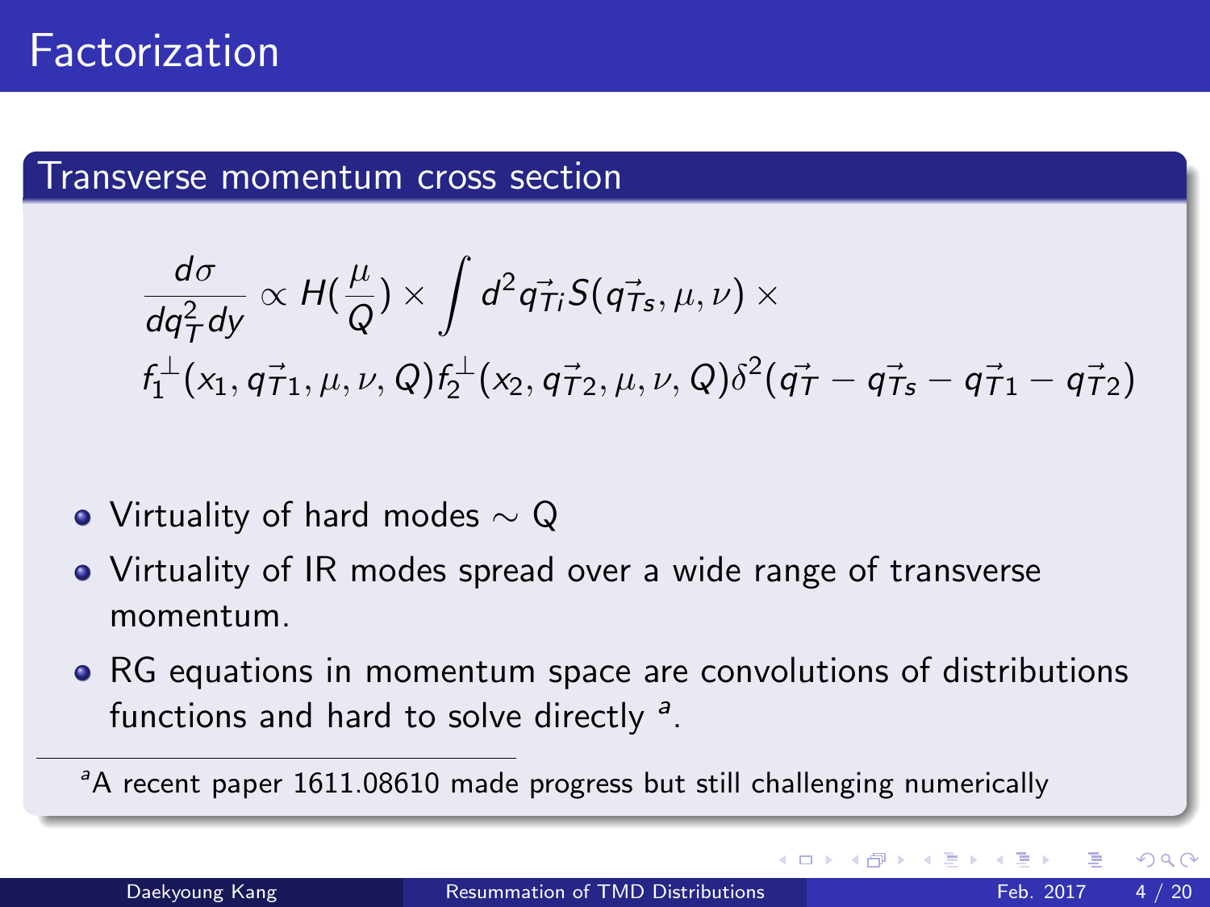# Factorization

## Transverse momentum cross section

$$
\frac{d\sigma}{dq_T^2 dy} \propto H(\frac{\mu}{Q}) \times \int d^2 q_{\vec{T}i} S(q_{\vec{T}s}, \mu, \nu) \times
$$

$$
f_1^{\perp}(x_1, q_{\vec{T}1}, \mu, \nu, Q) f_2^{\perp}(x_2, q_{\vec{T}2}, \mu, \nu, Q) \delta^2(q_{\vec{T}} - q_{\vec{T}s} - q_{\vec{T}1} - q_{\vec{T}2})
$$

- Virtuality of hard modes $\sim$ Q
- Virtuality of IR modes spread over a wide range of transverse momentum.
- RG equations in momentum space are convolutions of distributions functions and hard to solve directly [a].

[a] A recent paper 1611.08610 made progress but still challenging numerically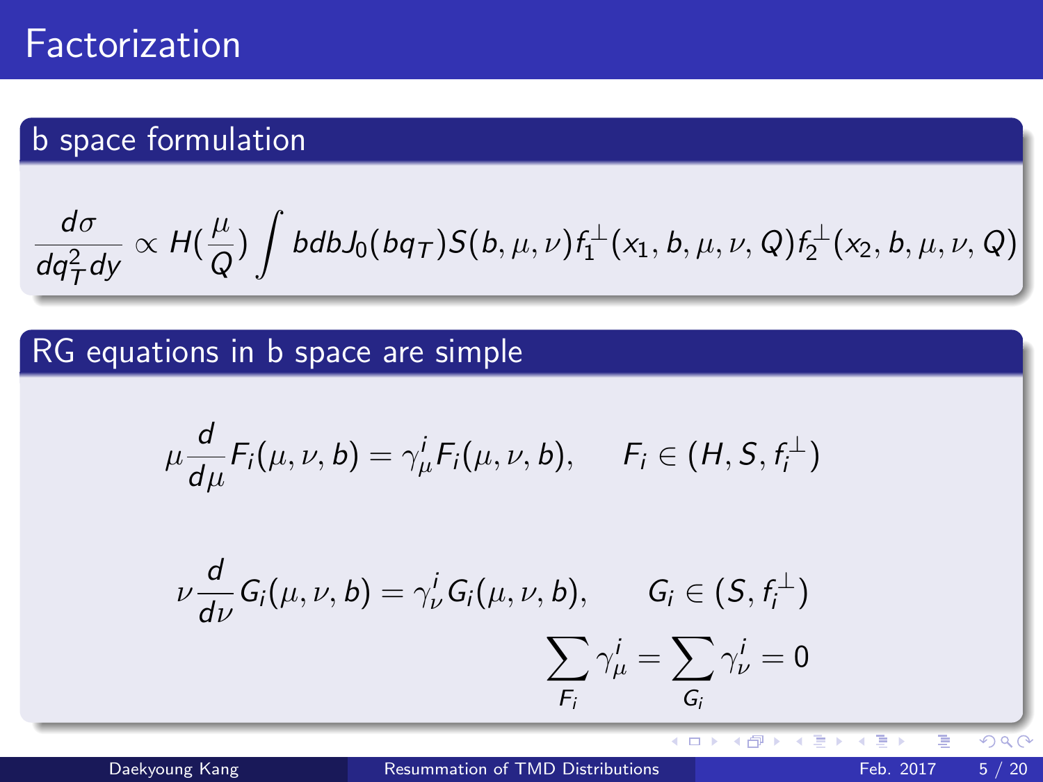# Factorization

## b space formulation

$$\frac{d\sigma}{dq_T^2 dy} \propto H(\frac{\mu}{Q}) \int bdbJ_0(bq_T)S(b,\mu,\nu)f_1^{\perp}(x_1,b,\mu,\nu,Q)f_2^{\perp}(x_2,b,\mu,\nu,Q)$$

## RG equations in b space are simple

$$\mu\frac{d}{d\mu}F_i(\mu,\nu,b) = \gamma_\mu^i F_i(\mu,\nu,b), \qquad F_i \in (H, S, f_i^{\perp})$$

$$\nu\frac{d}{d\nu}G_i(\mu,\nu,b) = \gamma_\nu^i G_i(\mu,\nu,b), \qquad G_i \in (S, f_i^{\perp})$$

$$\sum_{F_i}\gamma_\mu^i = \sum_{G_i}\gamma_\nu^i = 0$$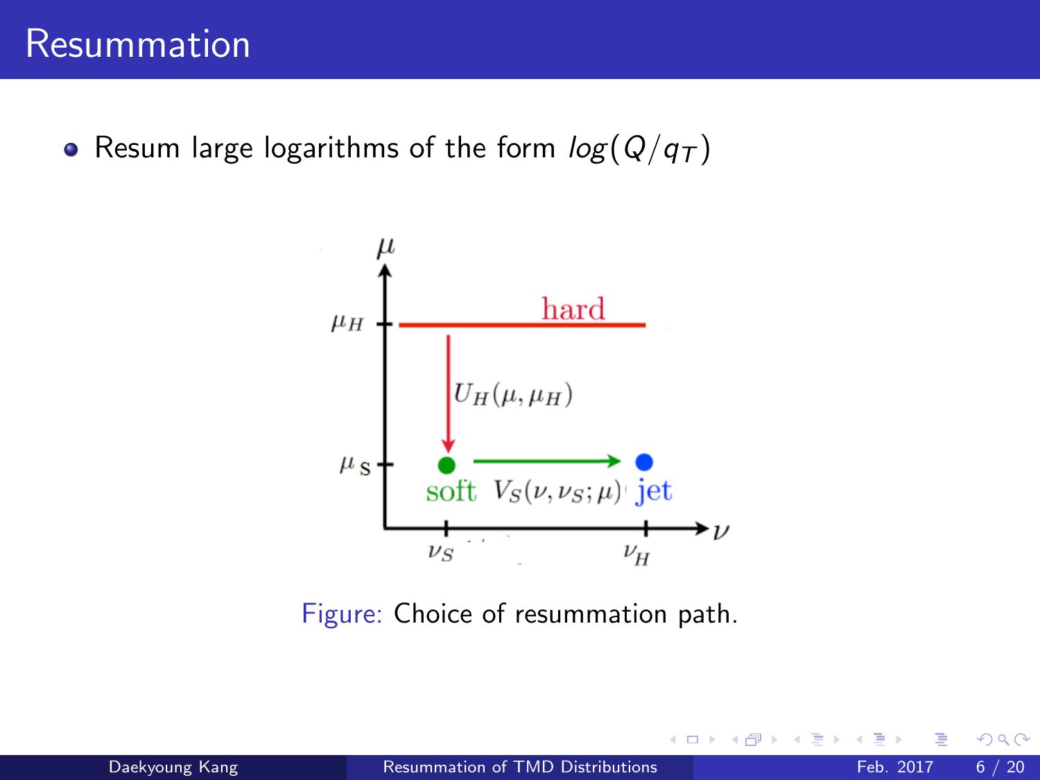# Resummation

- Resum large logarithms of the form $log(Q/q_T)$

Figure: Choice of resummation path.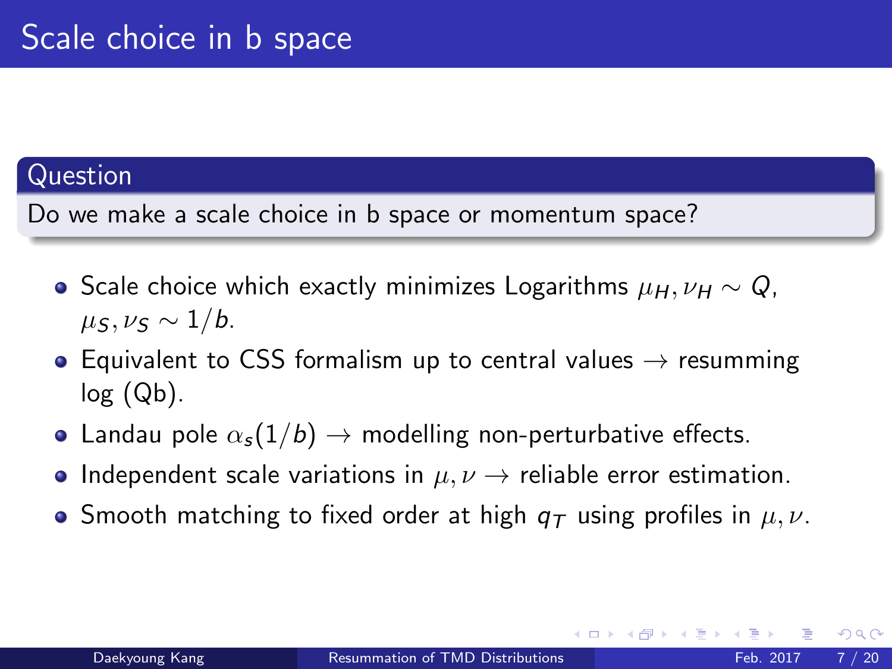# Scale choice in b space

**Question**

Do we make a scale choice in b space or momentum space?

- Scale choice which exactly minimizes Logarithms $\mu_H, \nu_H \sim Q$, $\mu_S, \nu_S \sim 1/b$.
- Equivalent to CSS formalism up to central values $\rightarrow$ resumming log (Qb).
- Landau pole $\alpha_s(1/b)$ $\rightarrow$ modelling non-perturbative effects.
- Independent scale variations in $\mu, \nu$ $\rightarrow$ reliable error estimation.
- Smooth matching to fixed order at high $q_T$ using profiles in $\mu, \nu$.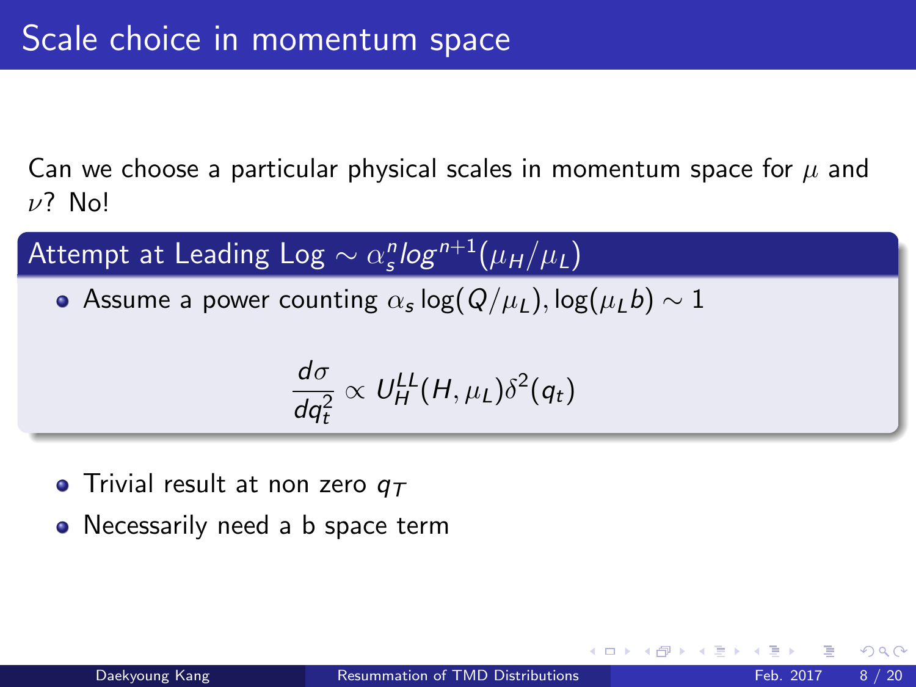# Scale choice in momentum space

Can we choose a particular physical scales in momentum space for $\mu$ and $\nu$? No!

### Attempt at Leading Log $\sim \alpha_s^n log^{n+1}(\mu_H/\mu_L)$

- Assume a power counting $\alpha_s \log(Q/\mu_L), \log(\mu_L b) \sim 1$

$$\frac{d\sigma}{dq_t^2} \propto U_H^{LL}(H, \mu_L)\delta^2(q_t)$$

- Trivial result at non zero $q_T$
- Necessarily need a b space term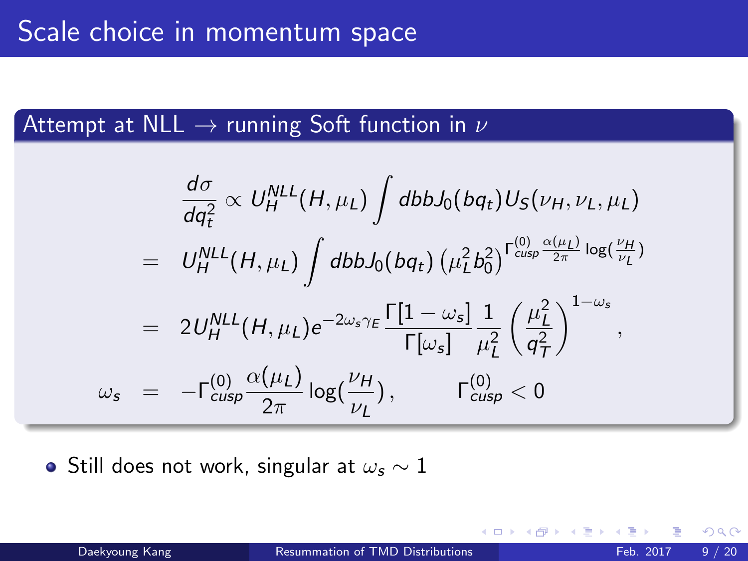# Scale choice in momentum space

## Attempt at NLL $\rightarrow$ running Soft function in $\nu$

$$
\begin{aligned}
\frac{d\sigma}{dq_t^2} &\propto U_H^{NLL}(H,\mu_L)\int dbbJ_0(bq_t)U_S(\nu_H,\nu_L,\mu_L) \\
&= U_H^{NLL}(H,\mu_L)\int dbbJ_0(bq_t)\left(\mu_L^2 b_0^2\right)^{\Gamma_{cusp}^{(0)}\frac{\alpha(\mu_L)}{2\pi}\log(\frac{\nu_H}{\nu_L})} \\
&= 2U_H^{NLL}(H,\mu_L)e^{-2\omega_s\gamma_E}\frac{\Gamma[1-\omega_s]}{\Gamma[\omega_s]}\frac{1}{\mu_L^2}\left(\frac{\mu_L^2}{q_T^2}\right)^{1-\omega_s}, \\
\omega_s &= -\Gamma_{cusp}^{(0)}\frac{\alpha(\mu_L)}{2\pi}\log(\frac{\nu_H}{\nu_L}), \qquad \Gamma_{cusp}^{(0)}<0
\end{aligned}
$$

- Still does not work, singular at $\omega_s \sim 1$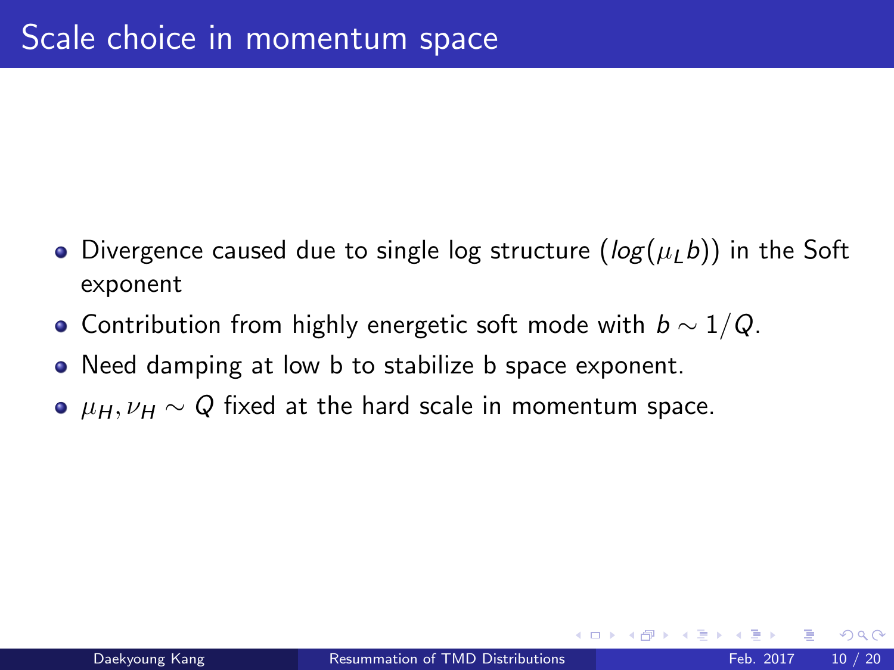# Scale choice in momentum space

- Divergence caused due to single log structure ($log(\mu_L b)$) in the Soft exponent
- Contribution from highly energetic soft mode with $b \sim 1/Q$.
- Need damping at low b to stabilize b space exponent.
- $\mu_H, \nu_H \sim Q$ fixed at the hard scale in momentum space.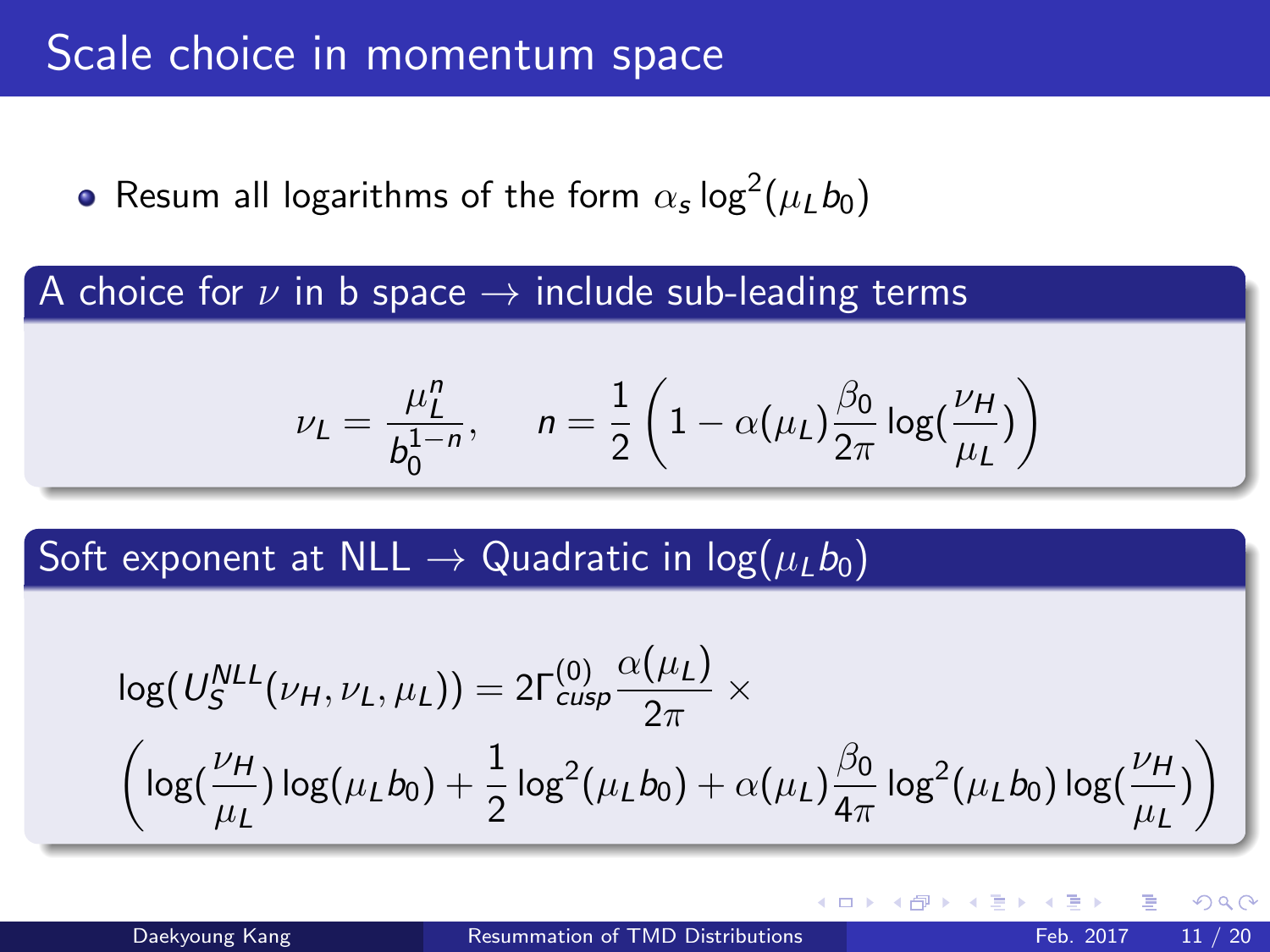# Scale choice in momentum space

- Resum all logarithms of the form $\alpha_s \log^2(\mu_L b_0)$

## A choice for $\nu$ in b space $\rightarrow$ include sub-leading terms

$$\nu_L = \frac{\mu_L^n}{b_0^{1-n}}, \qquad n = \frac{1}{2}\left(1 - \alpha(\mu_L)\frac{\beta_0}{2\pi}\log(\frac{\nu_H}{\mu_L})\right)$$

## Soft exponent at NLL $\rightarrow$ Quadratic in $\log(\mu_L b_0)$

$$\log(U_S^{NLL}(\nu_H, \nu_L, \mu_L)) = 2\Gamma_{cusp}^{(0)}\frac{\alpha(\mu_L)}{2\pi} \times$$

$$\left(\log(\frac{\nu_H}{\mu_L})\log(\mu_L b_0) + \frac{1}{2}\log^2(\mu_L b_0) + \alpha(\mu_L)\frac{\beta_0}{4\pi}\log^2(\mu_L b_0)\log(\frac{\nu_H}{\mu_L})\right)$$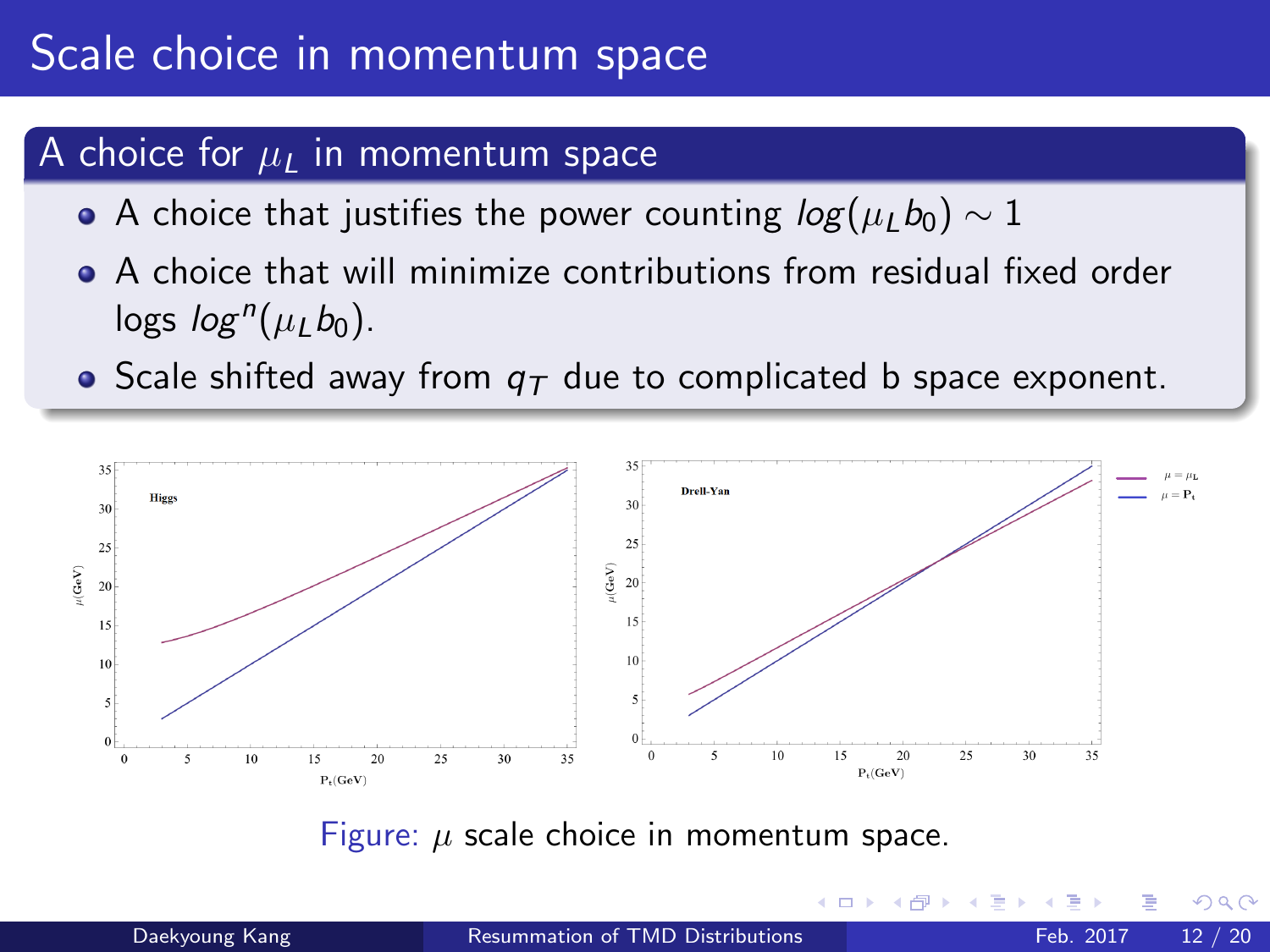# Scale choice in momentum space

## A choice for $\mu_L$ in momentum space

- A choice that justifies the power counting $log(\mu_L b_0) \sim 1$
- A choice that will minimize contributions from residual fixed order logs $log^n(\mu_L b_0)$.
- Scale shifted away from $q_T$ due to complicated b space exponent.

Figure: $\mu$ scale choice in momentum space.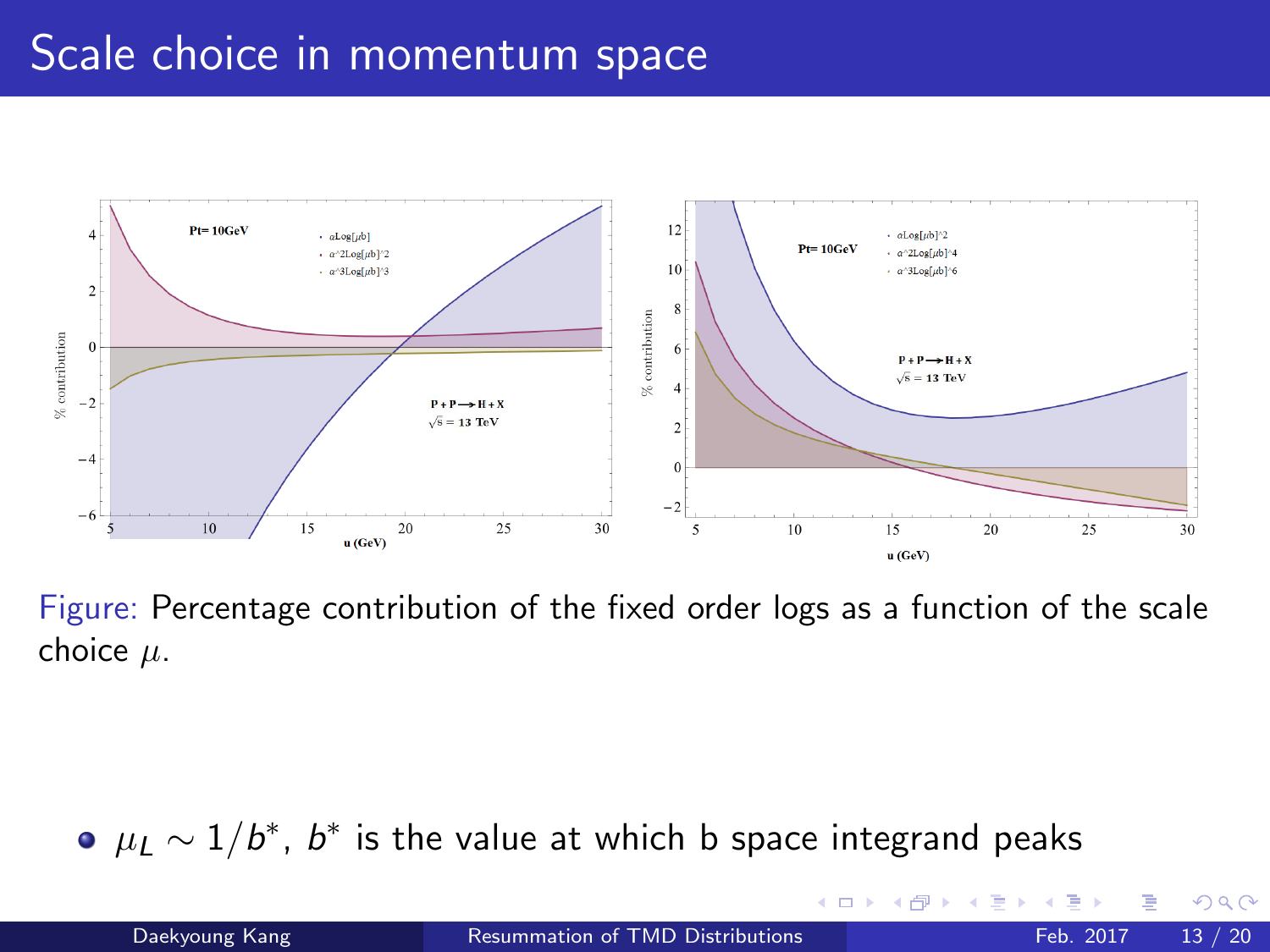# Scale choice in momentum space

Figure: Percentage contribution of the fixed order logs as a function of the scale choice $\mu$.

- $\mu_L \sim 1/b^*$, $b^*$ is the value at which b space integrand peaks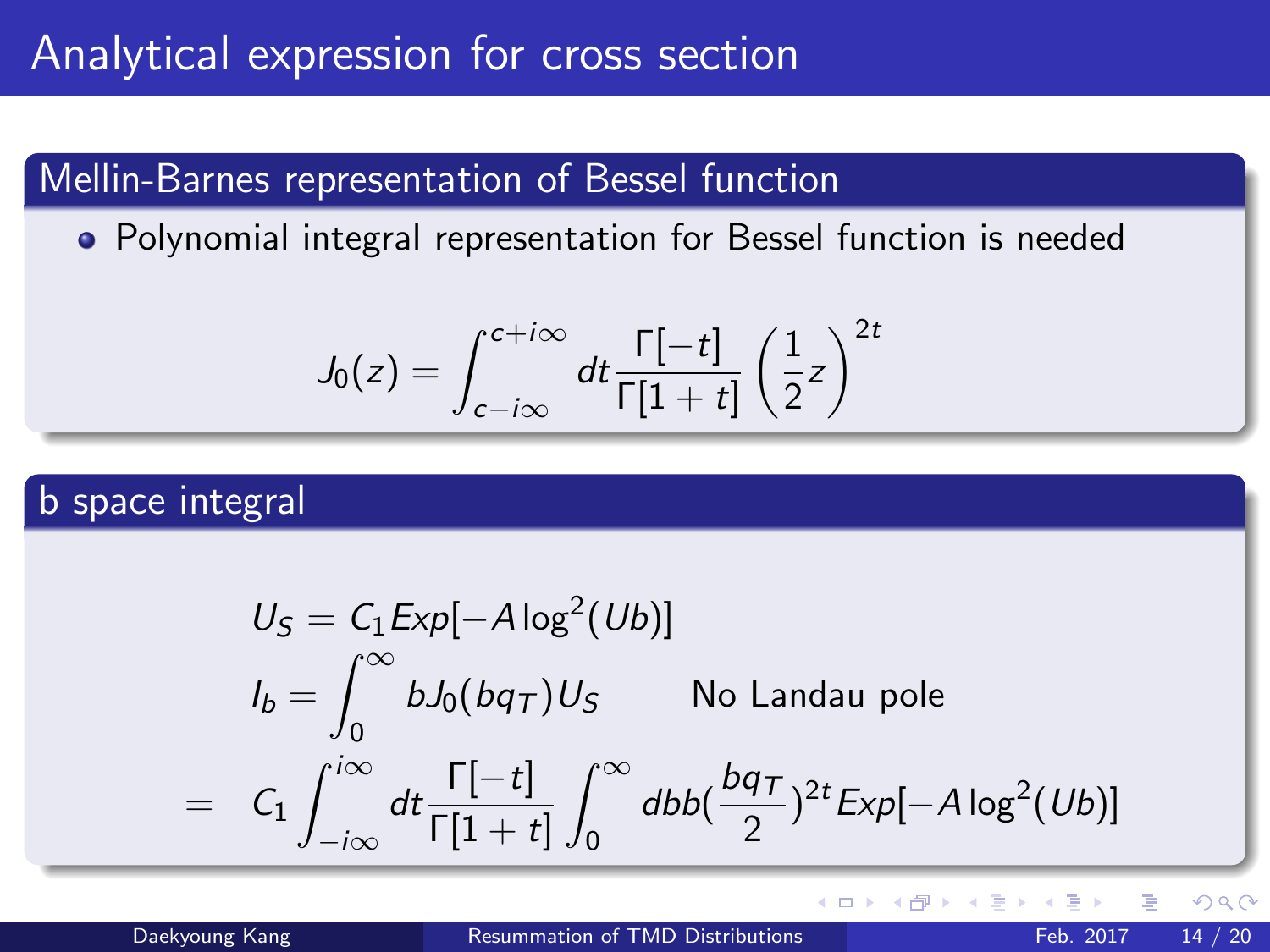# Analytical expression for cross section

## Mellin-Barnes representation of Bessel function

- Polynomial integral representation for Bessel function is needed

$$J_0(z) = \int_{c-i\infty}^{c+i\infty} dt \frac{\Gamma[-t]}{\Gamma[1+t]} \left(\frac{1}{2}z\right)^{2t}$$

## b space integral

$$U_S = C_1 Exp[-A \log^2(Ub)]$$

$$I_b = \int_0^\infty b J_0(bq_T) U_S \qquad \text{No Landau pole}$$

$$= \quad C_1 \int_{-i\infty}^{i\infty} dt \frac{\Gamma[-t]}{\Gamma[1+t]} \int_0^\infty dbb\left(\frac{bq_T}{2}\right)^{2t} Exp[-A \log^2(Ub)]$$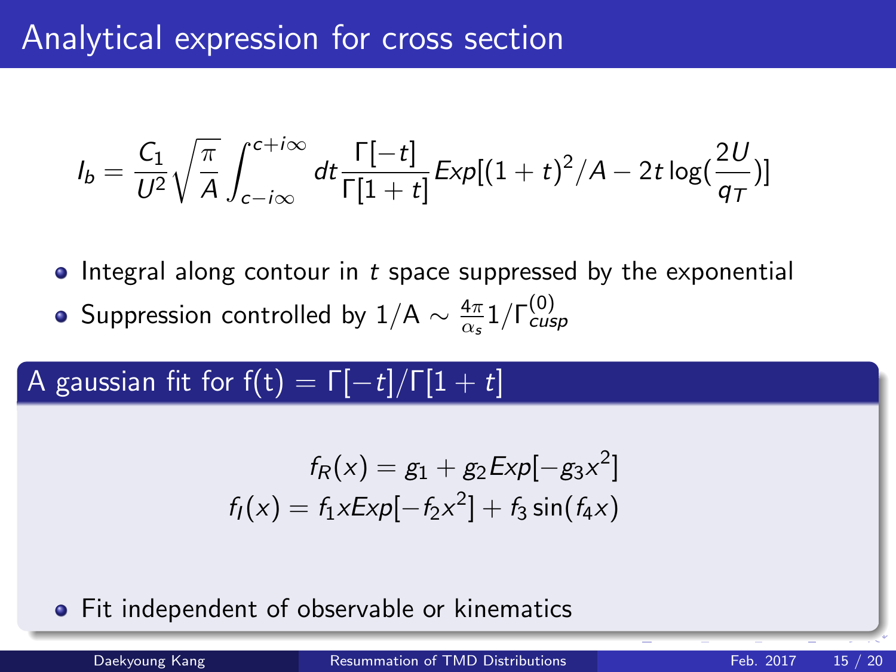# Analytical expression for cross section

$$I_b = \frac{C_1}{U^2}\sqrt{\frac{\pi}{A}}\int_{c-i\infty}^{c+i\infty} dt \frac{\Gamma[-t]}{\Gamma[1+t]} Exp[(1+t)^2/A - 2t\log(\frac{2U}{q_T})]$$

- Integral along contour in $t$ space suppressed by the exponential
- Suppression controlled by $1/\mathrm{A} \sim \frac{4\pi}{\alpha_s} 1/\Gamma_{cusp}^{(0)}$

## A gaussian fit for $\mathrm{f(t)} = \Gamma[-t]/\Gamma[1+t]$

$$f_R(x) = g_1 + g_2 Exp[-g_3 x^2]$$
$$f_I(x) = f_1 x Exp[-f_2 x^2] + f_3 \sin(f_4 x)$$

- Fit independent of observable or kinematics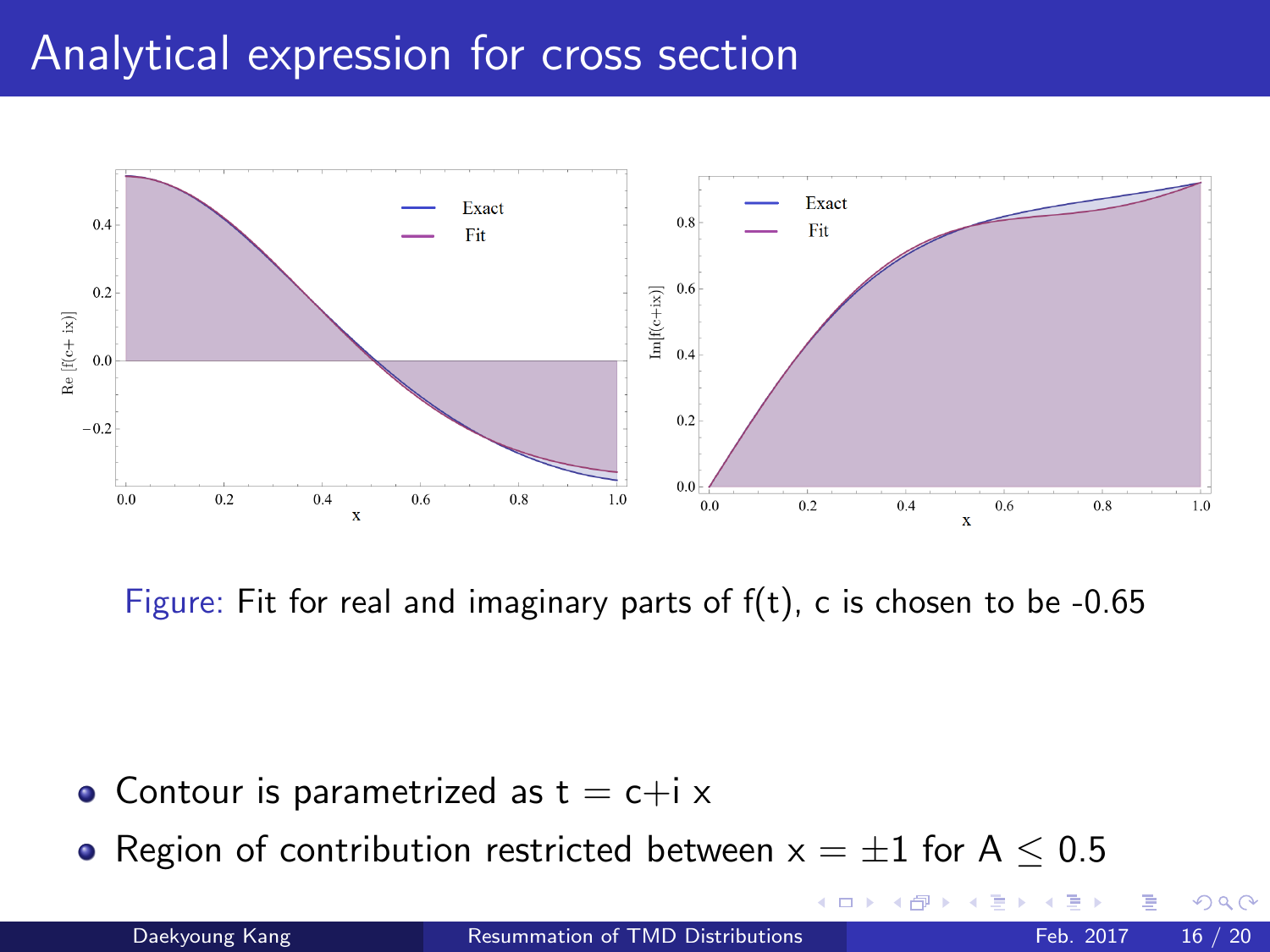# Analytical expression for cross section

Figure: Fit for real and imaginary parts of f(t), c is chosen to be -0.65

- Contour is parametrized as $t = c + i\,x$
- Region of contribution restricted between $x = \pm 1$ for $A \leq 0.5$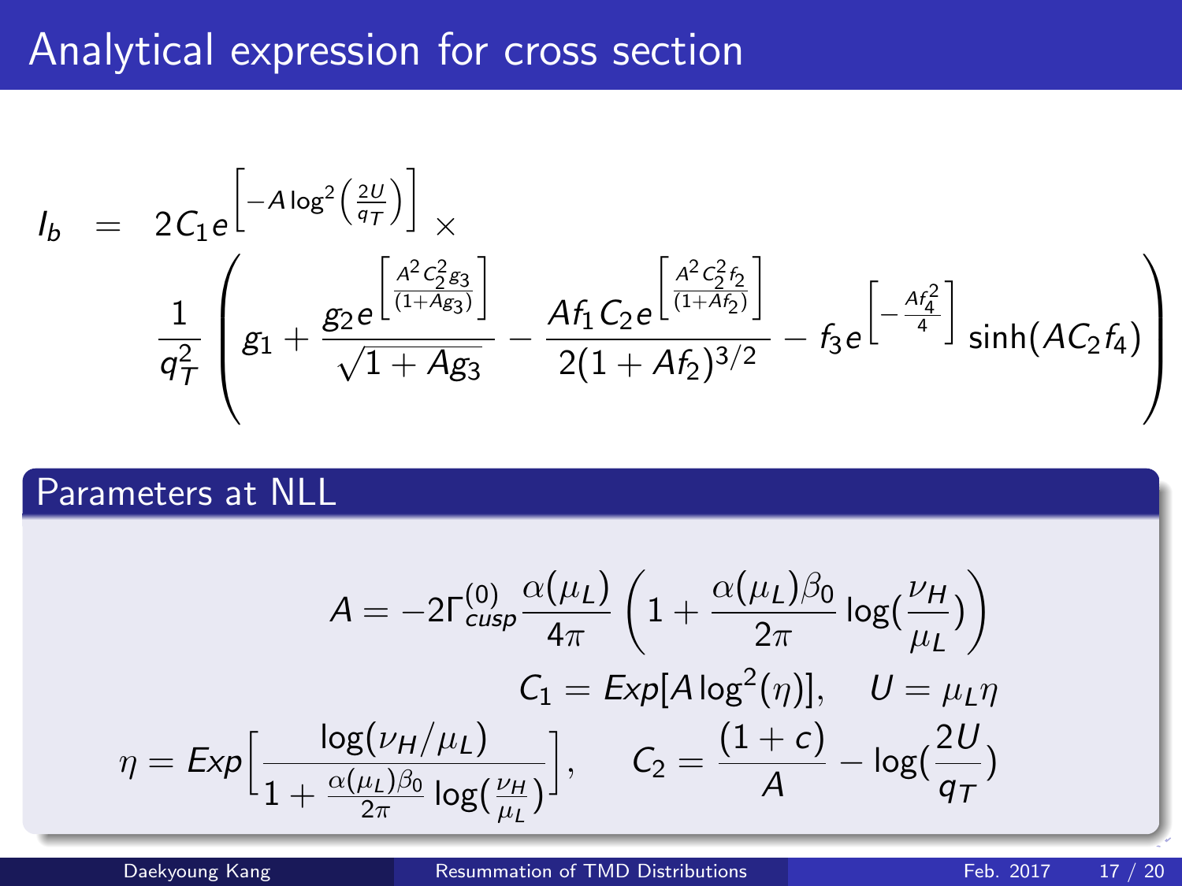# Analytical expression for cross section

$$
I_b = 2C_1 e^{\left[-A\log^2\left(\frac{2U}{q_T}\right)\right]} \times \frac{1}{q_T^2}\left( g_1 + \frac{g_2 e^{\left[\frac{A^2 C_2^2 g_3}{(1+Ag_3)}\right]}}{\sqrt{1+Ag_3}} - \frac{Af_1 C_2 e^{\left[\frac{A^2 C_2^2 f_2}{(1+Af_2)}\right]}}{2(1+Af_2)^{3/2}} - f_3 e^{\left[-\frac{Af_4^2}{4}\right]} \sinh(AC_2 f_4) \right)
$$

## Parameters at NLL

$$
A = -2\Gamma_{cusp}^{(0)}\frac{\alpha(\mu_L)}{4\pi}\left(1 + \frac{\alpha(\mu_L)\beta_0}{2\pi}\log(\frac{\nu_H}{\mu_L})\right)
$$

$$
C_1 = Exp[A\log^2(\eta)], \quad U = \mu_L \eta
$$

$$
\eta = Exp\left[\frac{\log(\nu_H/\mu_L)}{1 + \frac{\alpha(\mu_L)\beta_0}{2\pi}\log(\frac{\nu_H}{\mu_L})}\right], \quad C_2 = \frac{(1+c)}{A} - \log(\frac{2U}{q_T})
$$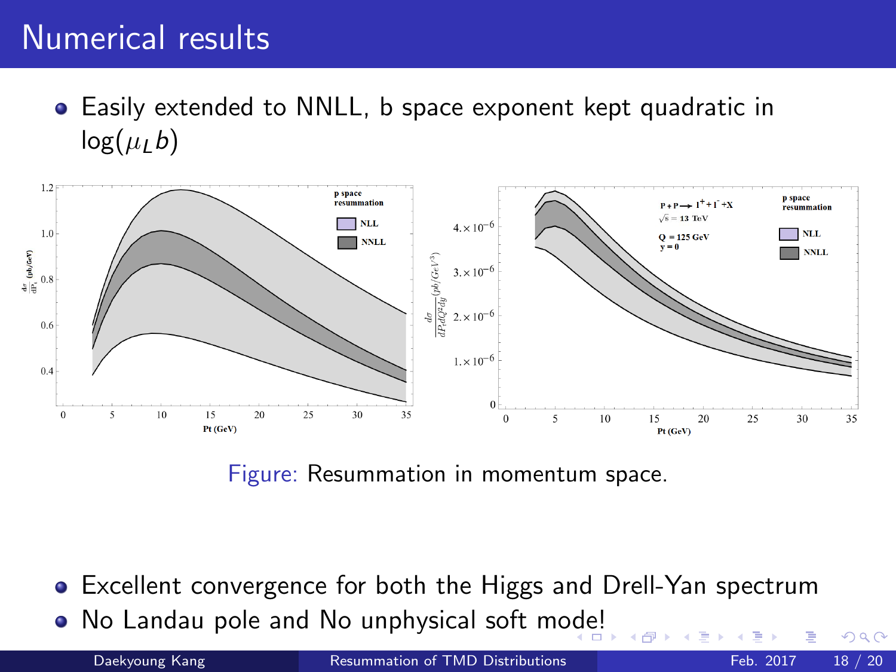# Numerical results

- Easily extended to NNLL, b space exponent kept quadratic in $\log(\mu_L b)$

Figure: Resummation in momentum space.

- Excellent convergence for both the Higgs and Drell-Yan spectrum
- No Landau pole and No unphysical soft mode!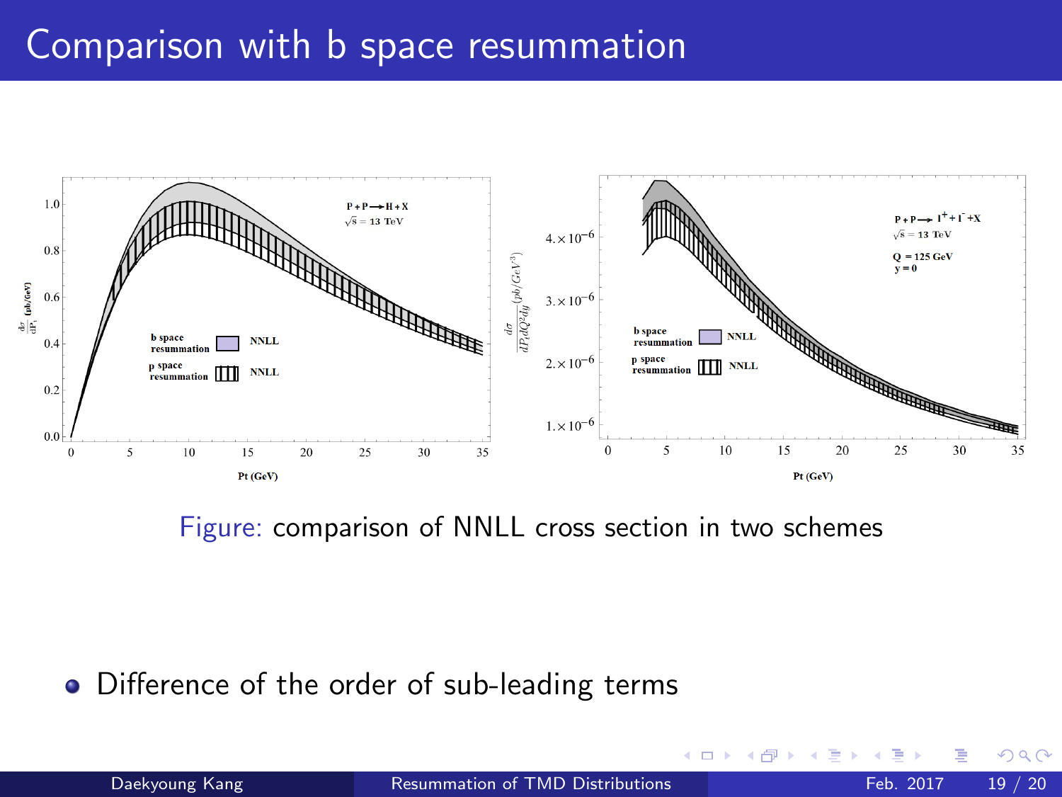# Comparison with b space resummation

Figure: comparison of NNLL cross section in two schemes

- Difference of the order of sub-leading terms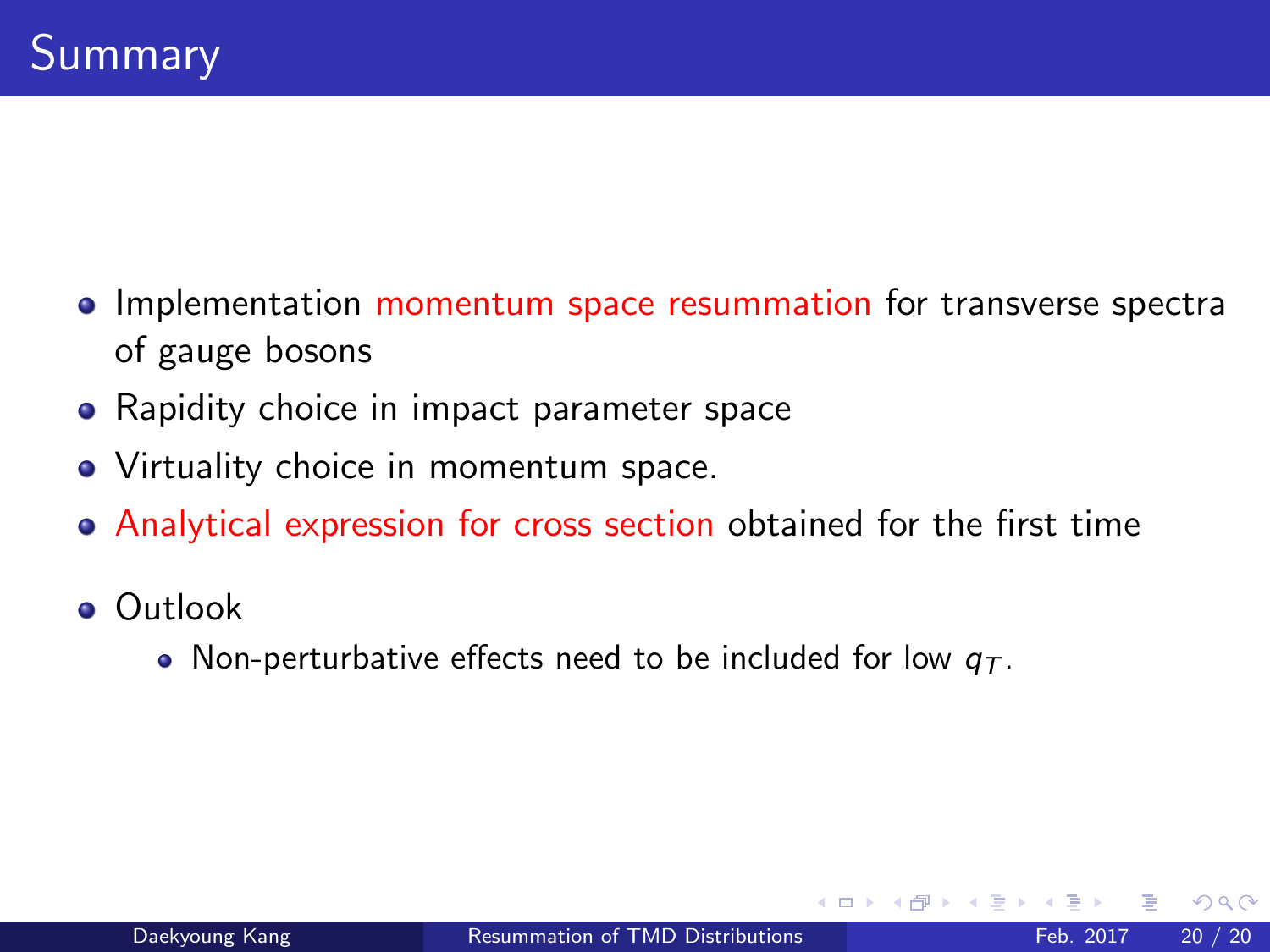# Summary

- Implementation momentum space resummation for transverse spectra of gauge bosons
- Rapidity choice in impact parameter space
- Virtuality choice in momentum space.
- Analytical expression for cross section obtained for the first time
- Outlook
  - Non-perturbative effects need to be included for low $q_T$.